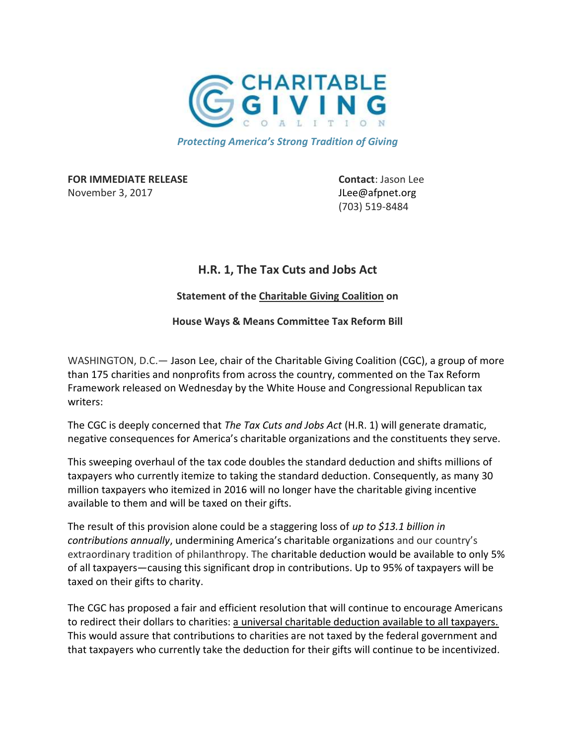# CHARITABLE GIVING COALITION

*Protecting America's Strong Tradition of Giving*

**FOR IMMEDIATE RELEASE**
November 3, 2017

**Contact**: Jason Lee
JLee@afpnet.org
(703) 519-8484

## H.R. 1, The Tax Cuts and Jobs Act

### Statement of the Charitable Giving Coalition on

### House Ways & Means Committee Tax Reform Bill

WASHINGTON, D.C.— Jason Lee, chair of the Charitable Giving Coalition (CGC), a group of more than 175 charities and nonprofits from across the country, commented on the Tax Reform Framework released on Wednesday by the White House and Congressional Republican tax writers:

The CGC is deeply concerned that *The Tax Cuts and Jobs Act* (H.R. 1) will generate dramatic, negative consequences for America's charitable organizations and the constituents they serve.

This sweeping overhaul of the tax code doubles the standard deduction and shifts millions of taxpayers who currently itemize to taking the standard deduction. Consequently, as many 30 million taxpayers who itemized in 2016 will no longer have the charitable giving incentive available to them and will be taxed on their gifts.

The result of this provision alone could be a staggering loss of *up to $13.1 billion in contributions annually*, undermining America's charitable organizations and our country's extraordinary tradition of philanthropy. The charitable deduction would be available to only 5% of all taxpayers—causing this significant drop in contributions. Up to 95% of taxpayers will be taxed on their gifts to charity.

The CGC has proposed a fair and efficient resolution that will continue to encourage Americans to redirect their dollars to charities: a universal charitable deduction available to all taxpayers. This would assure that contributions to charities are not taxed by the federal government and that taxpayers who currently take the deduction for their gifts will continue to be incentivized.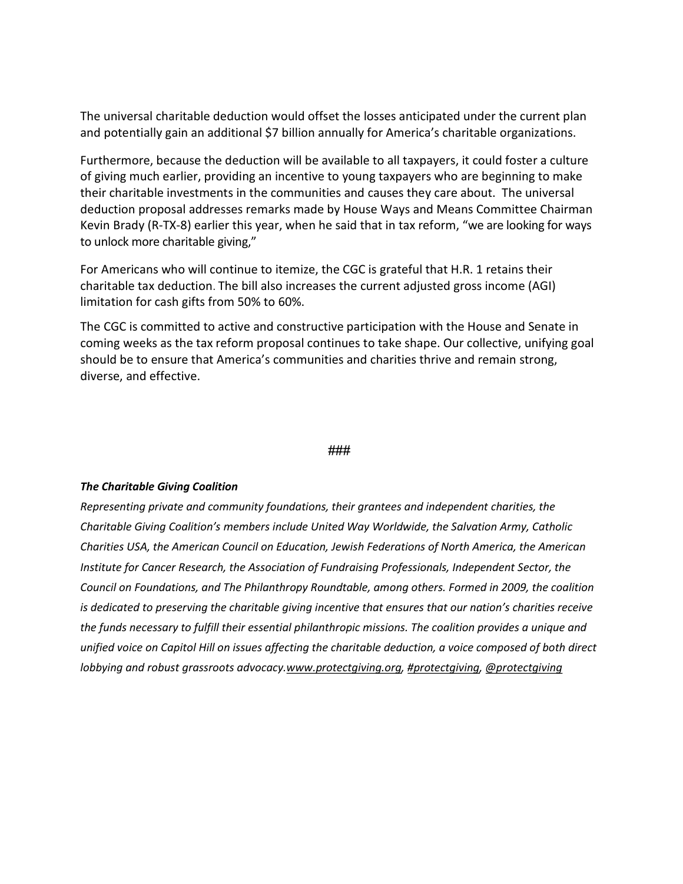The universal charitable deduction would offset the losses anticipated under the current plan and potentially gain an additional $7 billion annually for America's charitable organizations.

Furthermore, because the deduction will be available to all taxpayers, it could foster a culture of giving much earlier, providing an incentive to young taxpayers who are beginning to make their charitable investments in the communities and causes they care about. The universal deduction proposal addresses remarks made by House Ways and Means Committee Chairman Kevin Brady (R-TX-8) earlier this year, when he said that in tax reform, "we are looking for ways to unlock more charitable giving,"

For Americans who will continue to itemize, the CGC is grateful that H.R. 1 retains their charitable tax deduction. The bill also increases the current adjusted gross income (AGI) limitation for cash gifts from 50% to 60%.

The CGC is committed to active and constructive participation with the House and Senate in coming weeks as the tax reform proposal continues to take shape. Our collective, unifying goal should be to ensure that America's communities and charities thrive and remain strong, diverse, and effective.

###

***The Charitable Giving Coalition***

*Representing private and community foundations, their grantees and independent charities, the Charitable Giving Coalition's members include United Way Worldwide, the Salvation Army, Catholic Charities USA, the American Council on Education, Jewish Federations of North America, the American Institute for Cancer Research, the Association of Fundraising Professionals, Independent Sector, the Council on Foundations, and The Philanthropy Roundtable, among others. Formed in 2009, the coalition is dedicated to preserving the charitable giving incentive that ensures that our nation's charities receive the funds necessary to fulfill their essential philanthropic missions. The coalition provides a unique and unified voice on Capitol Hill on issues affecting the charitable deduction, a voice composed of both direct lobbying and robust grassroots advocacy.www.protectgiving.org, #protectgiving, @protectgiving*